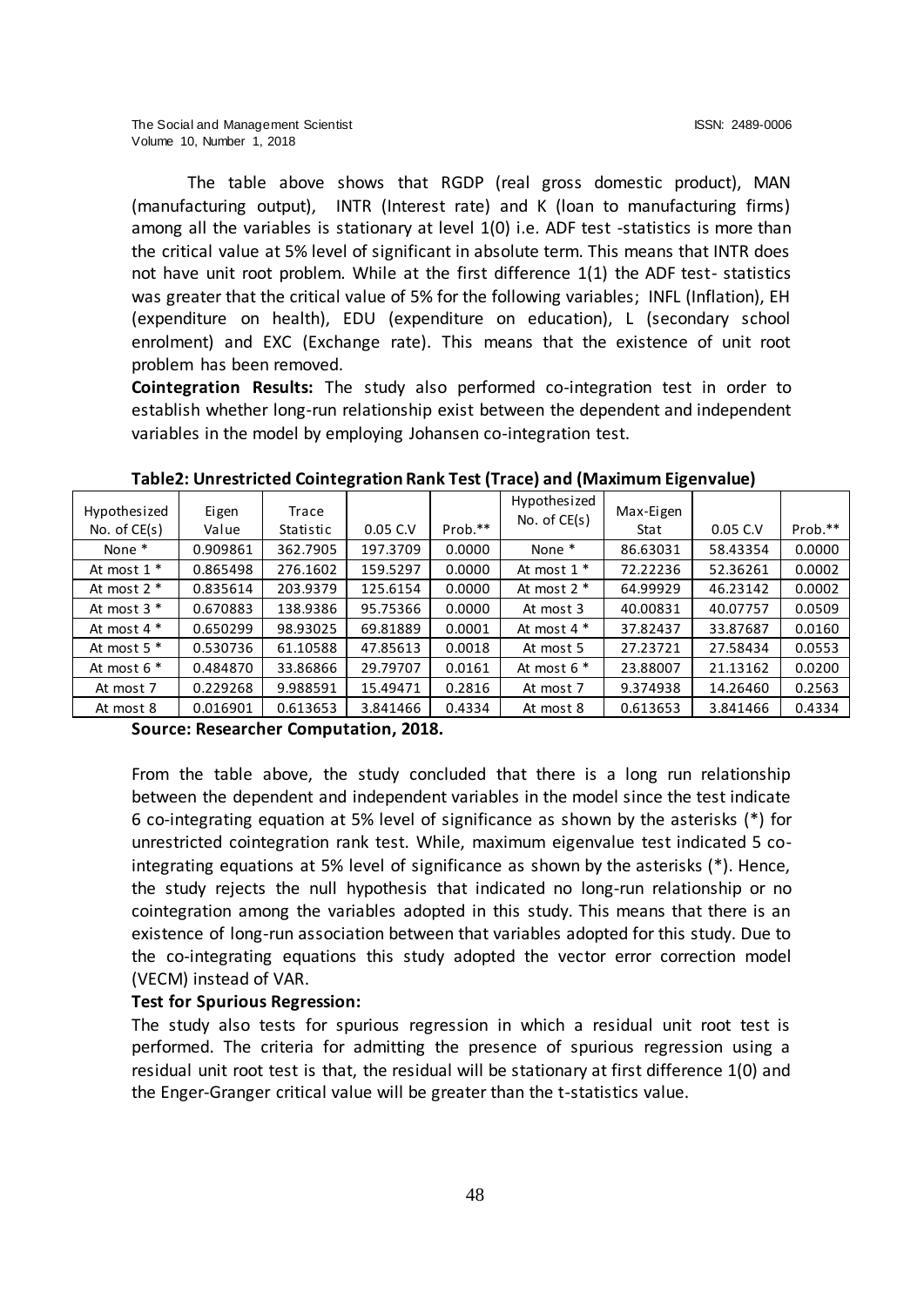The table above shows that RGDP (real gross domestic product), MAN (manufacturing output), INTR (Interest rate) and K (loan to manufacturing firms) among all the variables is stationary at level 1(0) i.e. ADF test -statistics is more than the critical value at 5% level of significant in absolute term. This means that INTR does not have unit root problem. While at the first difference 1(1) the ADF test- statistics was greater that the critical value of 5% for the following variables; INFL (Inflation), EH (expenditure on health), EDU (expenditure on education), L (secondary school enrolment) and EXC (Exchange rate). This means that the existence of unit root problem has been removed.

**Cointegration Results:** The study also performed co-integration test in order to establish whether long-run relationship exist between the dependent and independent variables in the model by employing Johansen co-integration test.

**Table2: Unrestricted Cointegration Rank Test (Trace) and (Maximum Eigenvalue)**

| Hypothesized No. of CE(s) | Eigen Value | Trace Statistic | 0.05 C.V | Prob.** | Hypothesized No. of CE(s) | Max-Eigen Stat | 0.05 C.V | Prob.** |
|---|---|---|---|---|---|---|---|---|
| None * | 0.909861 | 362.7905 | 197.3709 | 0.0000 | None * | 86.63031 | 58.43354 | 0.0000 |
| At most 1 * | 0.865498 | 276.1602 | 159.5297 | 0.0000 | At most 1 * | 72.22236 | 52.36261 | 0.0002 |
| At most 2 * | 0.835614 | 203.9379 | 125.6154 | 0.0000 | At most 2 * | 64.99929 | 46.23142 | 0.0002 |
| At most 3 * | 0.670883 | 138.9386 | 95.75366 | 0.0000 | At most 3 | 40.00831 | 40.07757 | 0.0509 |
| At most 4 * | 0.650299 | 98.93025 | 69.81889 | 0.0001 | At most 4 * | 37.82437 | 33.87687 | 0.0160 |
| At most 5 * | 0.530736 | 61.10588 | 47.85613 | 0.0018 | At most 5 | 27.23721 | 27.58434 | 0.0553 |
| At most 6 * | 0.484870 | 33.86866 | 29.79707 | 0.0161 | At most 6 * | 23.88007 | 21.13162 | 0.0200 |
| At most 7 | 0.229268 | 9.988591 | 15.49471 | 0.2816 | At most 7 | 9.374938 | 14.26460 | 0.2563 |
| At most 8 | 0.016901 | 0.613653 | 3.841466 | 0.4334 | At most 8 | 0.613653 | 3.841466 | 0.4334 |

**Source: Researcher Computation, 2018.**

From the table above, the study concluded that there is a long run relationship between the dependent and independent variables in the model since the test indicate 6 co-integrating equation at 5% level of significance as shown by the asterisks (*) for unrestricted cointegration rank test. While, maximum eigenvalue test indicated 5 co-integrating equations at 5% level of significance as shown by the asterisks (*). Hence, the study rejects the null hypothesis that indicated no long-run relationship or no cointegration among the variables adopted in this study. This means that there is an existence of long-run association between that variables adopted for this study. Due to the co-integrating equations this study adopted the vector error correction model (VECM) instead of VAR.

**Test for Spurious Regression:**

The study also tests for spurious regression in which a residual unit root test is performed. The criteria for admitting the presence of spurious regression using a residual unit root test is that, the residual will be stationary at first difference 1(0) and the Enger-Granger critical value will be greater than the t-statistics value.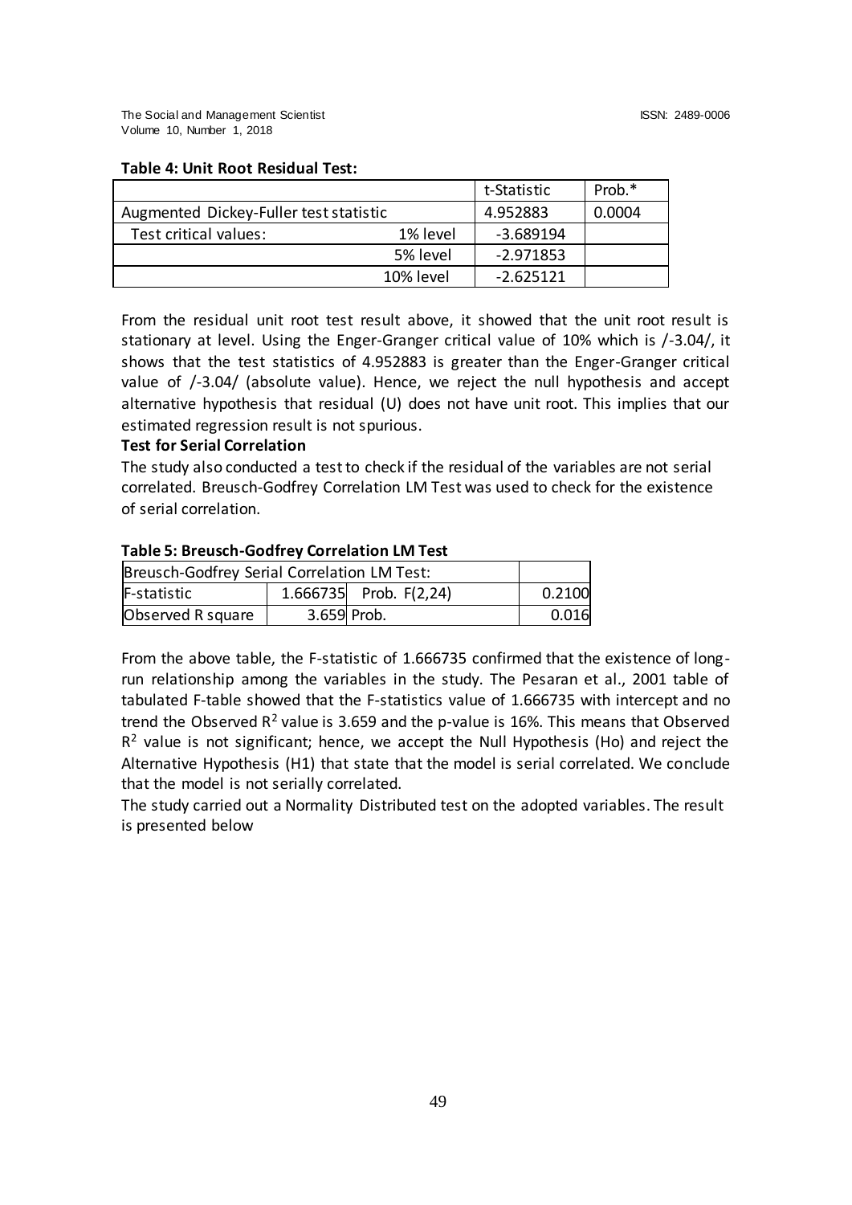**Table 4: Unit Root Residual Test:**

| | | t-Statistic | Prob.* |
|---|---|---|---|
| Augmented Dickey-Fuller test statistic | | 4.952883 | 0.0004 |
| Test critical values: | 1% level | -3.689194 | |
| | 5% level | -2.971853 | |
| | 10% level | -2.625121 | |

From the residual unit root test result above, it showed that the unit root result is stationary at level. Using the Enger-Granger critical value of 10% which is /-3.04/, it shows that the test statistics of 4.952883 is greater than the Enger-Granger critical value of /-3.04/ (absolute value). Hence, we reject the null hypothesis and accept alternative hypothesis that residual (U) does not have unit root. This implies that our estimated regression result is not spurious.

**Test for Serial Correlation**

The study also conducted a test to check if the residual of the variables are not serial correlated. Breusch-Godfrey Correlation LM Test was used to check for the existence of serial correlation.

**Table 5: Breusch-Godfrey Correlation LM Test**

| Breusch-Godfrey Serial Correlation LM Test: | | | |
|---|---|---|---|
| F-statistic | 1.666735 | Prob. F(2,24) | 0.2100 |
| Observed R square | 3.659 | Prob. | 0.016 |

From the above table, the F-statistic of 1.666735 confirmed that the existence of long-run relationship among the variables in the study. The Pesaran et al., 2001 table of tabulated F-table showed that the F-statistics value of 1.666735 with intercept and no trend the Observed $R^2$ value is 3.659 and the p-value is 16%. This means that Observed $R^2$ value is not significant; hence, we accept the Null Hypothesis (Ho) and reject the Alternative Hypothesis (H1) that state that the model is serial correlated. We conclude that the model is not serially correlated.

The study carried out a Normality Distributed test on the adopted variables. The result is presented below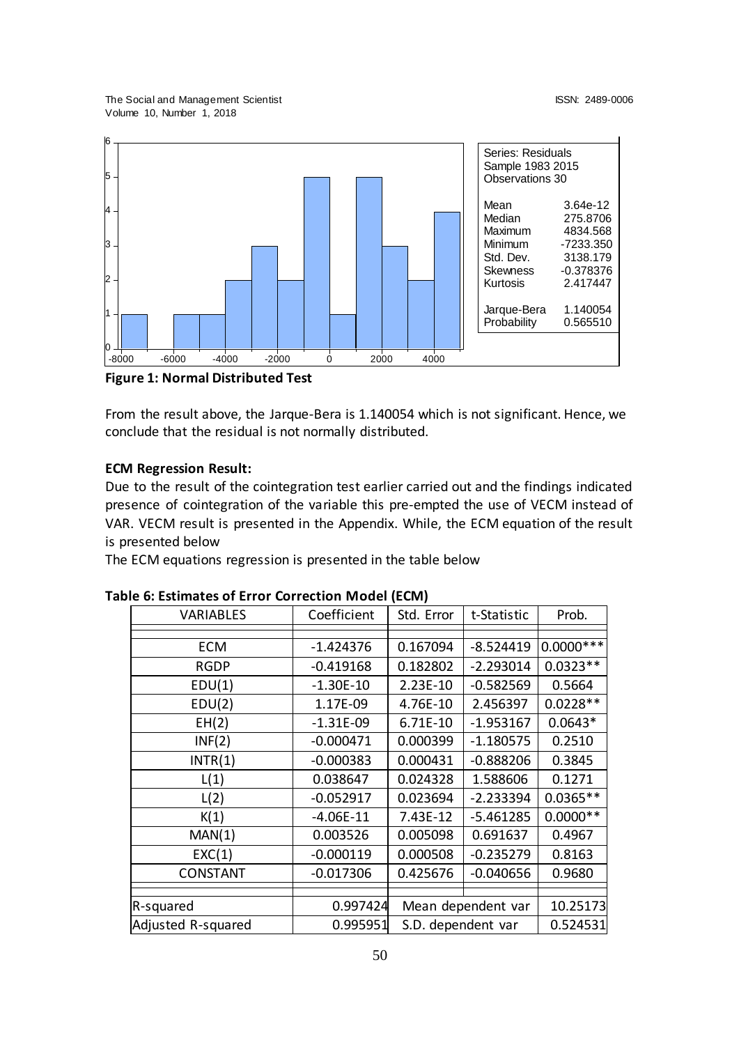| Series: Residuals | |
|---|---|
| Sample 1983 2015 | |
| Observations 30 | |
| Mean | 3.64e-12 |
| Median | 275.8706 |
| Maximum | 4834.568 |
| Minimum | -7233.350 |
| Std. Dev. | 3138.179 |
| Skewness | -0.378376 |
| Kurtosis | 2.417447 |
| Jarque-Bera | 1.140054 |
| Probability | 0.565510 |

**Figure 1: Normal Distributed Test**

From the result above, the Jarque-Bera is 1.140054 which is not significant. Hence, we conclude that the residual is not normally distributed.

**ECM Regression Result:**

Due to the result of the cointegration test earlier carried out and the findings indicated presence of cointegration of the variable this pre-empted the use of VECM instead of VAR. VECM result is presented in the Appendix. While, the ECM equation of the result is presented below

The ECM equations regression is presented in the table below

**Table 6: Estimates of Error Correction Model (ECM)**

| VARIABLES | Coefficient | Std. Error | t-Statistic | Prob. |
|---|---|---|---|---|
| ECM | -1.424376 | 0.167094 | -8.524419 | 0.0000*** |
| RGDP | -0.419168 | 0.182802 | -2.293014 | 0.0323** |
| EDU(1) | -1.30E-10 | 2.23E-10 | -0.582569 | 0.5664 |
| EDU(2) | 1.17E-09 | 4.76E-10 | 2.456397 | 0.0228** |
| EH(2) | -1.31E-09 | 6.71E-10 | -1.953167 | 0.0643* |
| INF(2) | -0.000471 | 0.000399 | -1.180575 | 0.2510 |
| INTR(1) | -0.000383 | 0.000431 | -0.888206 | 0.3845 |
| L(1) | 0.038647 | 0.024328 | 1.588606 | 0.1271 |
| L(2) | -0.052917 | 0.023694 | -2.233394 | 0.0365** |
| K(1) | -4.06E-11 | 7.43E-12 | -5.461285 | 0.0000** |
| MAN(1) | 0.003526 | 0.005098 | 0.691637 | 0.4967 |
| EXC(1) | -0.000119 | 0.000508 | -0.235279 | 0.8163 |
| CONSTANT | -0.017306 | 0.425676 | -0.040656 | 0.9680 |
| R-squared | 0.997424 | Mean dependent var | | 10.25173 |
| Adjusted R-squared | 0.995951 | S.D. dependent var | | 0.524531 |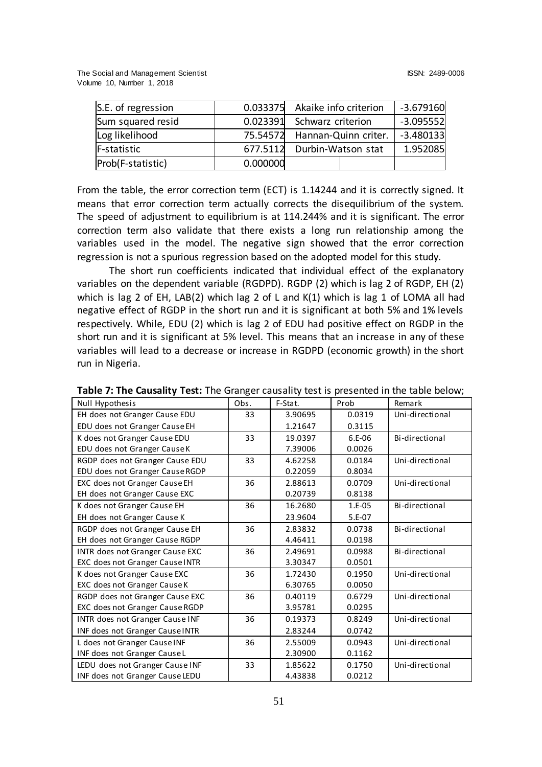| S.E. of regression | 0.033375 | Akaike info criterion | -3.679160 |
|---|---|---|---|
| Sum squared resid | 0.023391 | Schwarz criterion | -3.095552 |
| Log likelihood | 75.54572 | Hannan-Quinn criter. | -3.480133 |
| F-statistic | 677.5112 | Durbin-Watson stat | 1.952085 |
| Prob(F-statistic) | 0.000000 | | |

From the table, the error correction term (ECT) is 1.14244 and it is correctly signed. It means that error correction term actually corrects the disequilibrium of the system. The speed of adjustment to equilibrium is at 114.244% and it is significant. The error correction term also validate that there exists a long run relationship among the variables used in the model. The negative sign showed that the error correction regression is not a spurious regression based on the adopted model for this study.

The short run coefficients indicated that individual effect of the explanatory variables on the dependent variable (RGDPD). RGDP (2) which is lag 2 of RGDP, EH (2) which is lag 2 of EH, LAB(2) which lag 2 of L and K(1) which is lag 1 of LOMA all had negative effect of RGDP in the short run and it is significant at both 5% and 1% levels respectively. While, EDU (2) which is lag 2 of EDU had positive effect on RGDP in the short run and it is significant at 5% level. This means that an increase in any of these variables will lead to a decrease or increase in RGDPD (economic growth) in the short run in Nigeria.

**Table 7: The Causality Test:** The Granger causality test is presented in the table below;

| Null Hypothesis | Obs. | F-Stat. | Prob | Remark |
|---|---|---|---|---|
| EH does not Granger Cause EDU | 33 | 3.90695 | 0.0319 | Uni-directional |
| EDU does not Granger Cause EH | | 1.21647 | 0.3115 | |
| K does not Granger Cause EDU | 33 | 19.0397 | 6.E-06 | Bi-directional |
| EDU does not Granger Cause K | | 7.39006 | 0.0026 | |
| RGDP does not Granger Cause EDU | 33 | 4.62258 | 0.0184 | Uni-directional |
| EDU does not Granger Cause RGDP | | 0.22059 | 0.8034 | |
| EXC does not Granger Cause EH | 36 | 2.88613 | 0.0709 | Uni-directional |
| EH does not Granger Cause EXC | | 0.20739 | 0.8138 | |
| K does not Granger Cause EH | 36 | 16.2680 | 1.E-05 | Bi-directional |
| EH does not Granger Cause K | | 23.9604 | 5.E-07 | |
| RGDP does not Granger Cause EH | 36 | 2.83832 | 0.0738 | Bi-directional |
| EH does not Granger Cause RGDP | | 4.46411 | 0.0198 | |
| INTR does not Granger Cause EXC | 36 | 2.49691 | 0.0988 | Bi-directional |
| EXC does not Granger Cause INTR | | 3.30347 | 0.0501 | |
| K does not Granger Cause EXC | 36 | 1.72430 | 0.1950 | Uni-directional |
| EXC does not Granger Cause K | | 6.30765 | 0.0050 | |
| RGDP does not Granger Cause EXC | 36 | 0.40119 | 0.6729 | Uni-directional |
| EXC does not Granger Cause RGDP | | 3.95781 | 0.0295 | |
| INTR does not Granger Cause INF | 36 | 0.19373 | 0.8249 | Uni-directional |
| INF does not Granger Cause INTR | | 2.83244 | 0.0742 | |
| L does not Granger Cause INF | 36 | 2.55009 | 0.0943 | Uni-directional |
| INF does not Granger Cause L | | 2.30900 | 0.1162 | |
| LEDU does not Granger Cause INF | 33 | 1.85622 | 0.1750 | Uni-directional |
| INF does not Granger Cause LEDU | | 4.43838 | 0.0212 | |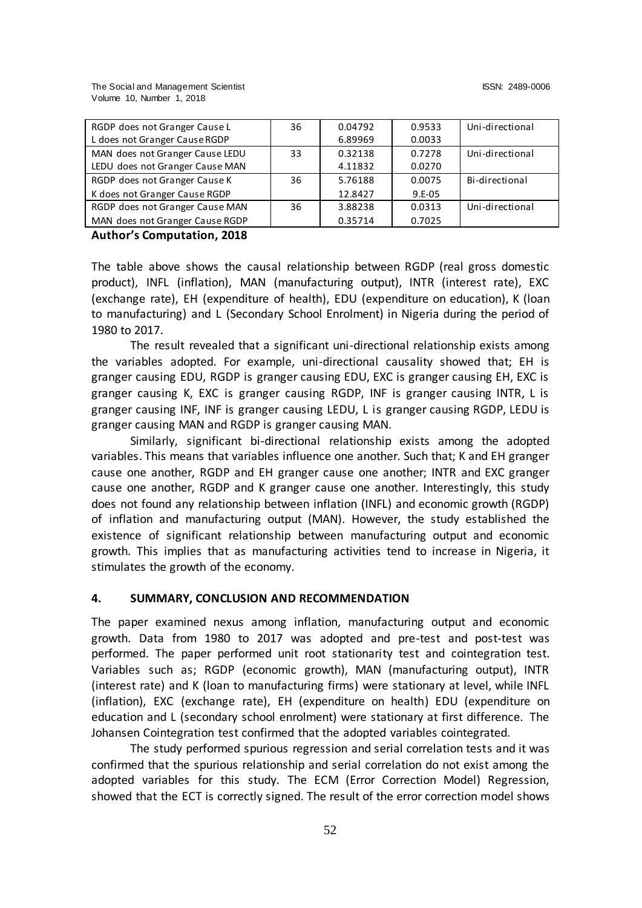| RGDP does not Granger Cause L | 36 | 0.04792 | 0.9533 | Uni-directional |
|---|---|---|---|---|
| L does not Granger Cause RGDP | | 6.89969 | 0.0033 | |
| MAN does not Granger Cause LEDU | 33 | 0.32138 | 0.7278 | Uni-directional |
| LEDU does not Granger Cause MAN | | 4.11832 | 0.0270 | |
| RGDP does not Granger Cause K | 36 | 5.76188 | 0.0075 | Bi-directional |
| K does not Granger Cause RGDP | | 12.8427 | 9.E-05 | |
| RGDP does not Granger Cause MAN | 36 | 3.88238 | 0.0313 | Uni-directional |
| MAN does not Granger Cause RGDP | | 0.35714 | 0.7025 | |

**Author's Computation, 2018**

The table above shows the causal relationship between RGDP (real gross domestic product), INFL (inflation), MAN (manufacturing output), INTR (interest rate), EXC (exchange rate), EH (expenditure of health), EDU (expenditure on education), K (loan to manufacturing) and L (Secondary School Enrolment) in Nigeria during the period of 1980 to 2017.

The result revealed that a significant uni-directional relationship exists among the variables adopted. For example, uni-directional causality showed that; EH is granger causing EDU, RGDP is granger causing EDU, EXC is granger causing EH, EXC is granger causing K, EXC is granger causing RGDP, INF is granger causing INTR, L is granger causing INF, INF is granger causing LEDU, L is granger causing RGDP, LEDU is granger causing MAN and RGDP is granger causing MAN.

Similarly, significant bi-directional relationship exists among the adopted variables. This means that variables influence one another. Such that; K and EH granger cause one another, RGDP and EH granger cause one another; INTR and EXC granger cause one another, RGDP and K granger cause one another. Interestingly, this study does not found any relationship between inflation (INFL) and economic growth (RGDP) of inflation and manufacturing output (MAN). However, the study established the existence of significant relationship between manufacturing output and economic growth. This implies that as manufacturing activities tend to increase in Nigeria, it stimulates the growth of the economy.

## 4. SUMMARY, CONCLUSION AND RECOMMENDATION

The paper examined nexus among inflation, manufacturing output and economic growth. Data from 1980 to 2017 was adopted and pre-test and post-test was performed. The paper performed unit root stationarity test and cointegration test. Variables such as; RGDP (economic growth), MAN (manufacturing output), INTR (interest rate) and K (loan to manufacturing firms) were stationary at level, while INFL (inflation), EXC (exchange rate), EH (expenditure on health) EDU (expenditure on education and L (secondary school enrolment) were stationary at first difference. The Johansen Cointegration test confirmed that the adopted variables cointegrated.

The study performed spurious regression and serial correlation tests and it was confirmed that the spurious relationship and serial correlation do not exist among the adopted variables for this study. The ECM (Error Correction Model) Regression, showed that the ECT is correctly signed. The result of the error correction model shows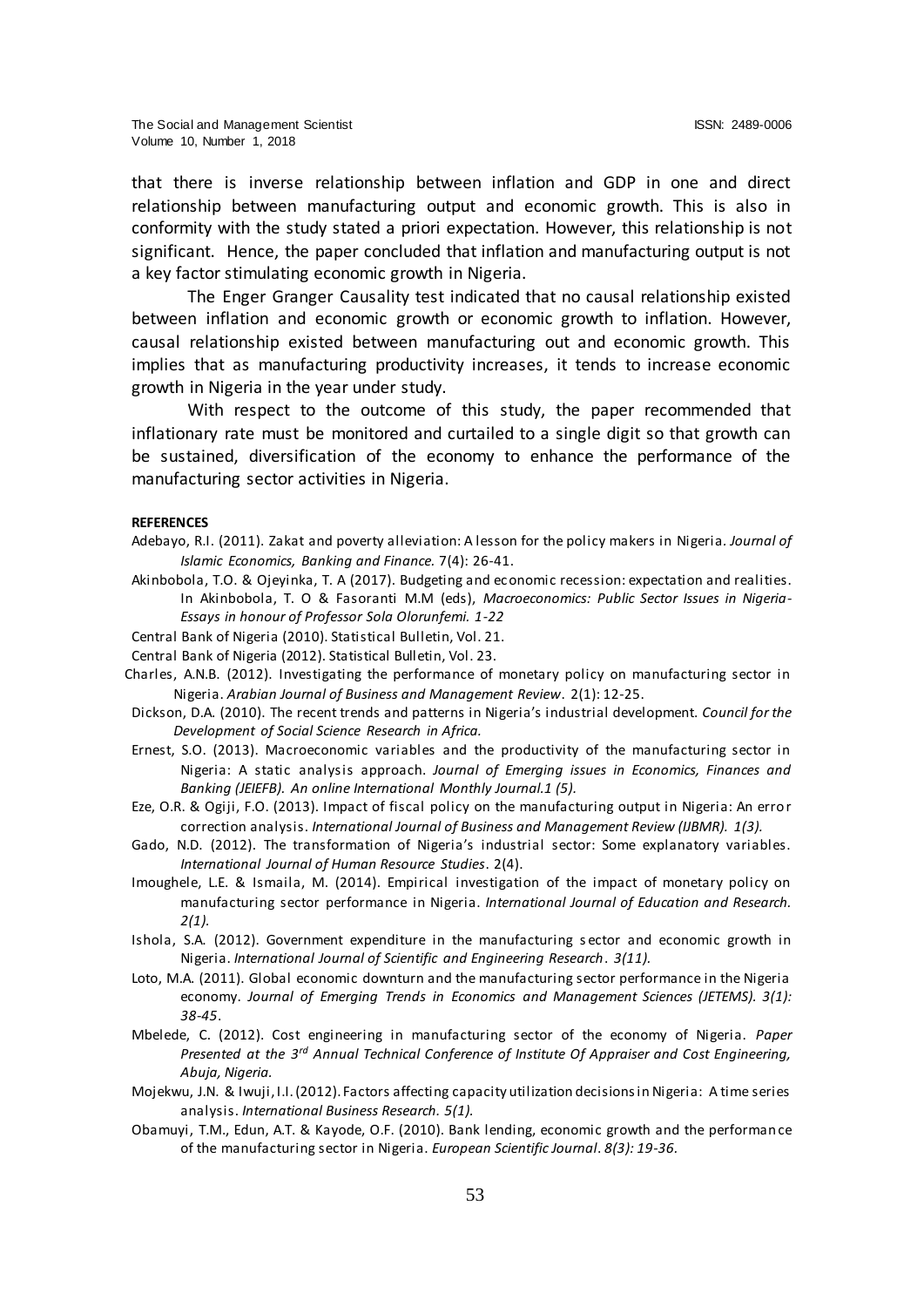that there is inverse relationship between inflation and GDP in one and direct relationship between manufacturing output and economic growth. This is also in conformity with the study stated a priori expectation. However, this relationship is not significant. Hence, the paper concluded that inflation and manufacturing output is not a key factor stimulating economic growth in Nigeria.

The Enger Granger Causality test indicated that no causal relationship existed between inflation and economic growth or economic growth to inflation. However, causal relationship existed between manufacturing out and economic growth. This implies that as manufacturing productivity increases, it tends to increase economic growth in Nigeria in the year under study.

With respect to the outcome of this study, the paper recommended that inflationary rate must be monitored and curtailed to a single digit so that growth can be sustained, diversification of the economy to enhance the performance of the manufacturing sector activities in Nigeria.

**REFERENCES**

Adebayo, R.I. (2011). Zakat and poverty alleviation: A lesson for the policy makers in Nigeria. *Journal of Islamic Economics, Banking and Finance.* 7(4): 26-41.

Akinbobola, T.O. & Ojeyinka, T. A (2017). Budgeting and economic recession: expectation and realities. In Akinbobola, T. O & Fasoranti M.M (eds), *Macroeconomics: Public Sector Issues in Nigeria- Essays in honour of Professor Sola Olorunfemi. 1-22*

Central Bank of Nigeria (2010). Statistical Bulletin, Vol. 21.

Central Bank of Nigeria (2012). Statistical Bulletin, Vol. 23.

Charles, A.N.B. (2012). Investigating the performance of monetary policy on manufacturing sector in Nigeria. *Arabian Journal of Business and Management Review*. 2(1): 12-25.

Dickson, D.A. (2010). The recent trends and patterns in Nigeria's industrial development. *Council for the Development of Social Science Research in Africa.*

Ernest, S.O. (2013). Macroeconomic variables and the productivity of the manufacturing sector in Nigeria: A static analysis approach. *Journal of Emerging issues in Economics, Finances and Banking (JEIEFB). An online International Monthly Journal.1 (5).*

Eze, O.R. & Ogiji, F.O. (2013). Impact of fiscal policy on the manufacturing output in Nigeria: An error correction analysis. *International Journal of Business and Management Review (IJBMR). 1(3).*

Gado, N.D. (2012). The transformation of Nigeria's industrial sector: Some explanatory variables. *International Journal of Human Resource Studies*. 2(4).

Imoughele, L.E. & Ismaila, M. (2014). Empirical investigation of the impact of monetary policy on manufacturing sector performance in Nigeria. *International Journal of Education and Research. 2(1).*

Ishola, S.A. (2012). Government expenditure in the manufacturing sector and economic growth in Nigeria. *International Journal of Scientific and Engineering Research*. *3(11).*

Loto, M.A. (2011). Global economic downturn and the manufacturing sector performance in the Nigeria economy. *Journal of Emerging Trends in Economics and Management Sciences (JETEMS). 3(1): 38-45*.

Mbelede, C. (2012). Cost engineering in manufacturing sector of the economy of Nigeria. *Paper Presented at the 3rd Annual Technical Conference of Institute Of Appraiser and Cost Engineering, Abuja, Nigeria.*

Mojekwu, J.N. & Iwuji, I.I. (2012). Factors affecting capacity utilization decisions in Nigeria: A time series analysis. *International Business Research. 5(1).*

Obamuyi, T.M., Edun, A.T. & Kayode, O.F. (2010). Bank lending, economic growth and the performance of the manufacturing sector in Nigeria. *European Scientific Journal*. *8(3): 19-36.*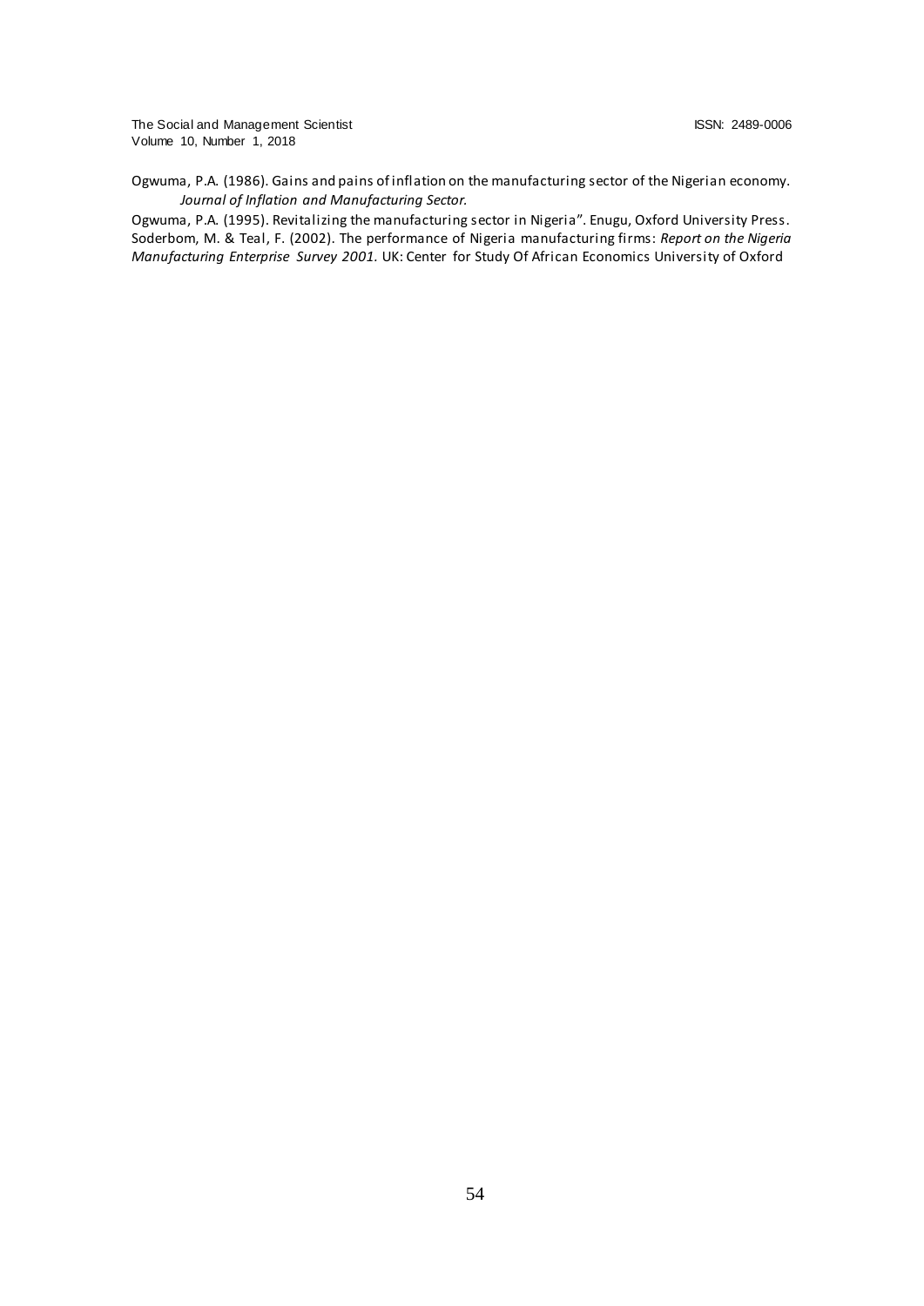Ogwuma, P.A. (1986). Gains and pains of inflation on the manufacturing sector of the Nigerian economy. *Journal of Inflation and Manufacturing Sector.*

Ogwuma, P.A. (1995). Revitalizing the manufacturing sector in Nigeria". Enugu, Oxford University Press.

Soderbom, M. & Teal, F. (2002). The performance of Nigeria manufacturing firms: *Report on the Nigeria Manufacturing Enterprise Survey 2001.* UK: Center for Study Of African Economics University of Oxford